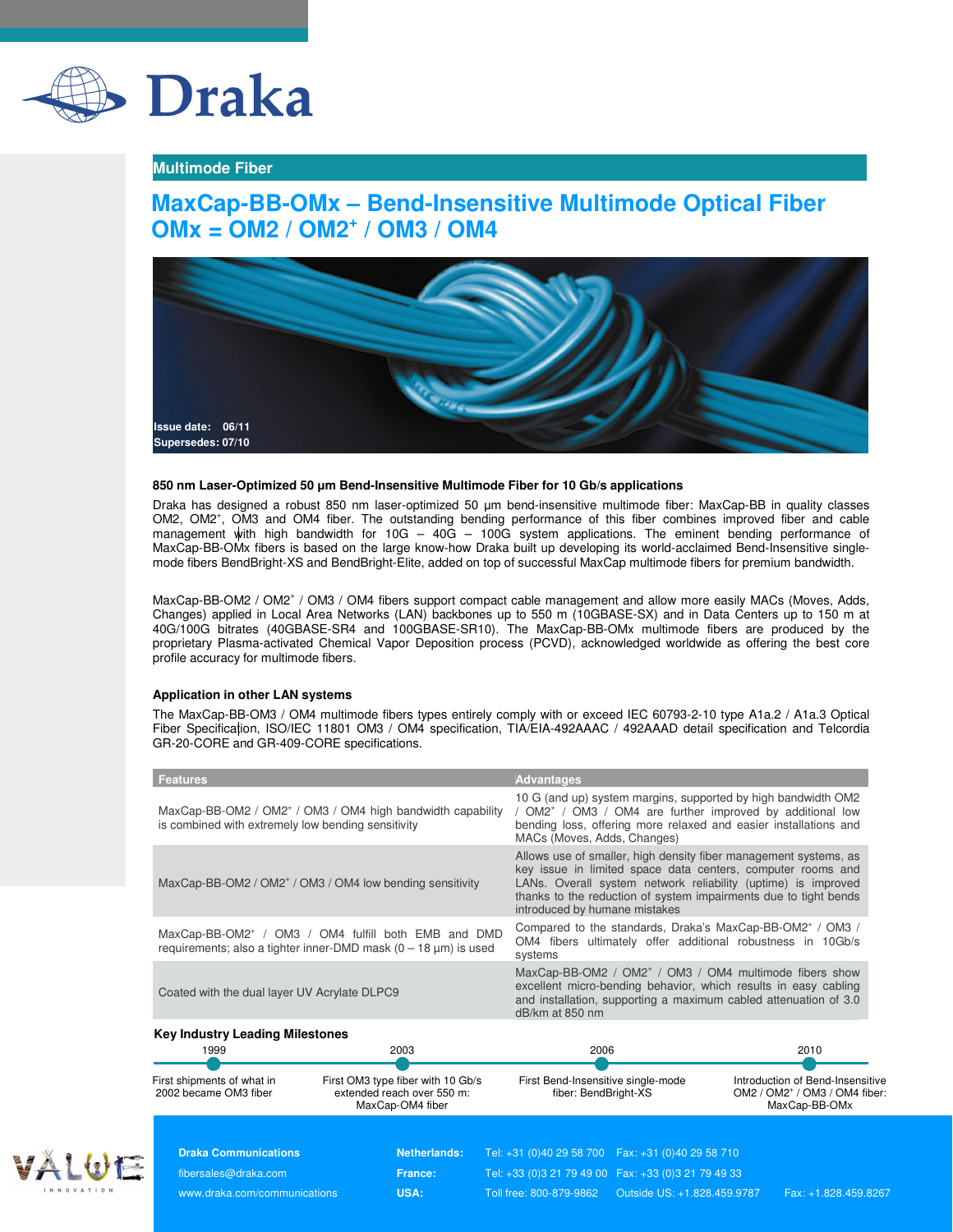Draka

## Multimode Fiber

# MaxCap-BB-OMx – Bend-Insensitive Multimode Optical Fiber
# OMx = OM2 / OM2+ / OM3 / OM4

**Issue date: 06/11**
**Supersedes: 07/10**

### 850 nm Laser-Optimized 50 µm Bend-Insensitive Multimode Fiber for 10 Gb/s applications

Draka has designed a robust 850 nm laser-optimized 50 µm bend-insensitive multimode fiber: MaxCap-BB in quality classes OM2, OM2+, OM3 and OM4 fiber. The outstanding bending performance of this fiber combines improved fiber and cable management with high bandwidth for 10G – 40G – 100G system applications. The eminent bending performance of MaxCap-BB-OMx fibers is based on the large know-how Draka built up developing its world-acclaimed Bend-Insensitive single-mode fibers BendBright-XS and BendBright-Elite, added on top of successful MaxCap multimode fibers for premium bandwidth.

MaxCap-BB-OM2 / OM2+ / OM3 / OM4 fibers support compact cable management and allow more easily MACs (Moves, Adds, Changes) applied in Local Area Networks (LAN) backbones up to 550 m (10GBASE-SX) and in Data Centers up to 150 m at 40G/100G bitrates (40GBASE-SR4 and 100GBASE-SR10). The MaxCap-BB-OMx multimode fibers are produced by the proprietary Plasma-activated Chemical Vapor Deposition process (PCVD), acknowledged worldwide as offering the best core profile accuracy for multimode fibers.

### Application in other LAN systems

The MaxCap-BB-OM3 / OM4 multimode fibers types entirely comply with or exceed IEC 60793-2-10 type A1a.2 / A1a.3 Optical Fiber Specification, ISO/IEC 11801 OM3 / OM4 specification, TIA/EIA-492AAAC / 492AAAD detail specification and Telcordia GR-20-CORE and GR-409-CORE specifications.

| Features | Advantages |
|---|---|
| MaxCap-BB-OM2 / OM2+ / OM3 / OM4 high bandwidth capability is combined with extremely low bending sensitivity | 10 G (and up) system margins, supported by high bandwidth OM2 / OM2+ / OM3 / OM4 are further improved by additional low bending loss, offering more relaxed and easier installations and MACs (Moves, Adds, Changes) |
| MaxCap-BB-OM2 / OM2+ / OM3 / OM4 low bending sensitivity | Allows use of smaller, high density fiber management systems, as key issue in limited space data centers, computer rooms and LANs. Overall system network reliability (uptime) is improved thanks to the reduction of system impairments due to tight bends introduced by humane mistakes |
| MaxCap-BB-OM2+ / OM3 / OM4 fulfill both EMB and DMD requirements; also a tighter inner-DMD mask (0 – 18 µm) is used | Compared to the standards, Draka's MaxCap-BB-OM2+ / OM3 / OM4 fibers ultimately offer additional robustness in 10Gb/s systems |
| Coated with the dual layer UV Acrylate DLPC9 | MaxCap-BB-OM2 / OM2+ / OM3 / OM4 multimode fibers show excellent micro-bending behavior, which results in easy cabling and installation, supporting a maximum cabled attenuation of 3.0 dB/km at 850 nm |

### Key Industry Leading Milestones

- **1999**: First shipments of what in 2002 became OM3 fiber
- **2003**: First OM3 type fiber with 10 Gb/s extended reach over 550 m: MaxCap-OM4 fiber
- **2006**: First Bend-Insensitive single-mode fiber: BendBright-XS
- **2010**: Introduction of Bend-Insensitive OM2 / OM2+ / OM3 / OM4 fiber: MaxCap-BB-OMx

**Draka Communications**
fibersales@draka.com
www.draka.com/communications

**Netherlands:** Tel: +31 (0)40 29 58 700 Fax: +31 (0)40 29 58 710
**France:** Tel: +33 (0)3 21 79 49 00 Fax: +33 (0)3 21 79 49 33
**USA:** Toll free: 800-879-9862 Outside US: +1.828.459.9787 Fax: +1.828.459.8267

VALUE INNOVATION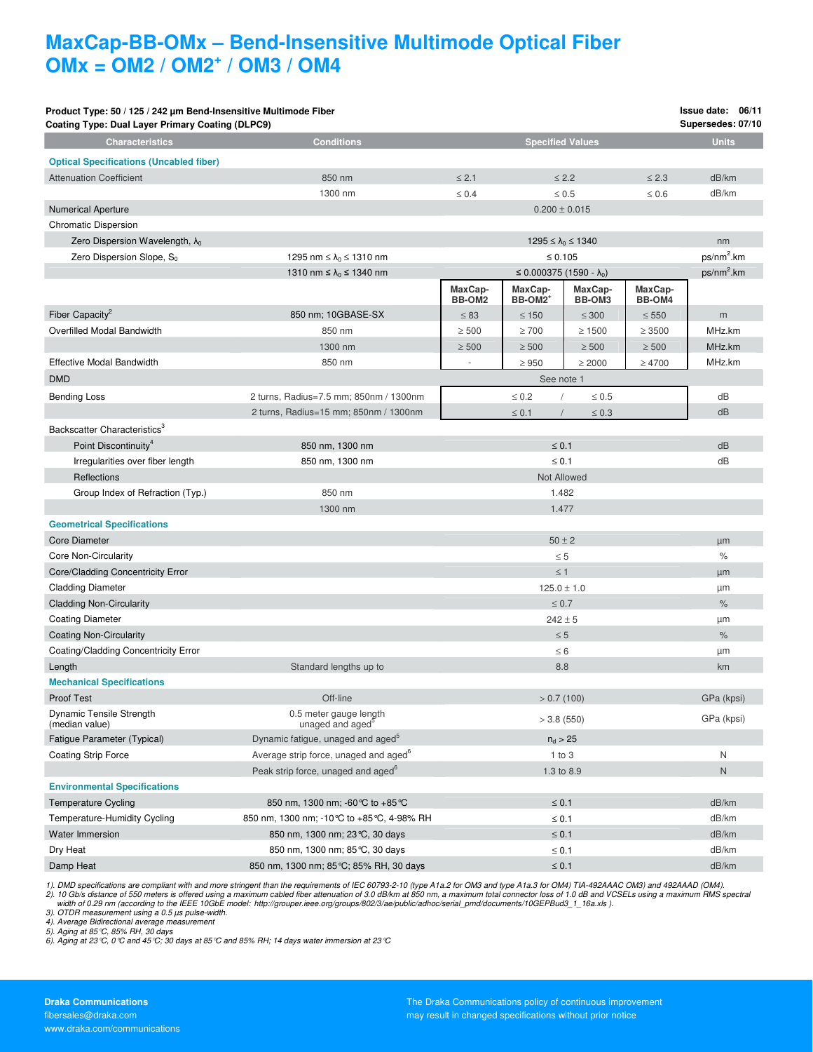# MaxCap-BB-OMx – Bend-Insensitive Multimode Optical Fiber
# OMx = OM2 / OM2⁺ / OM3 / OM4

**Product Type: 50 / 125 / 242 µm Bend-Insensitive Multimode Fiber**
**Coating Type: Dual Layer Primary Coating (DLPC9)**

**Issue date: 06/11**
**Supersedes: 07/10**

| Characteristics | Conditions | Specified Values | | | | Units |
|---|---|---|---|---|---|---|
| **Optical Specifications (Uncabled fiber)** | | | | | | |
| Attenuation Coefficient | 850 nm | ≤ 2.1 | ≤ 2.2 | | ≤ 2.3 | dB/km |
| | 1300 nm | ≤ 0.4 | ≤ 0.5 | | ≤ 0.6 | dB/km |
| Numerical Aperture | | 0.200 ± 0.015 | | | | |
| Chromatic Dispersion | | | | | | |
| Zero Dispersion Wavelength, $\lambda_0$ | | $1295 \leq \lambda_0 \leq 1340$ | | | | nm |
| Zero Dispersion Slope, $S_0$ | $1295\text{ nm} \leq \lambda_0 \leq 1310\text{ nm}$ | ≤ 0.105 | | | | ps/nm².km |
| | $1310\text{ nm} \leq \lambda_0 \leq 1340\text{ nm}$ | $\leq 0.000375\ (1590 - \lambda_0)$ | | | | ps/nm².km |
| | | MaxCap-BB-OM2 | MaxCap-BB-OM2⁺ | MaxCap-BB-OM3 | MaxCap-BB-OM4 | |
| Fiber Capacity[2] | 850 nm; 10GBASE-SX | ≤ 83 | ≤ 150 | ≤ 300 | ≤ 550 | m |
| Overfilled Modal Bandwidth | 850 nm | ≥ 500 | ≥ 700 | ≥ 1500 | ≥ 3500 | MHz.km |
| | 1300 nm | ≥ 500 | ≥ 500 | ≥ 500 | ≥ 500 | MHz.km |
| Effective Modal Bandwidth | 850 nm | - | ≥ 950 | ≥ 2000 | ≥ 4700 | MHz.km |
| DMD | | See note 1 | | | | |
| Bending Loss | 2 turns, Radius=7.5 mm; 850nm / 1300nm | ≤ 0.2 / ≤ 0.5 | | | | dB |
| | 2 turns, Radius=15 mm; 850nm / 1300nm | ≤ 0.1 / ≤ 0.3 | | | | dB |
| Backscatter Characteristics[3] | | | | | | |
| Point Discontinuity[4] | 850 nm, 1300 nm | ≤ 0.1 | | | | dB |
| Irregularities over fiber length | 850 nm, 1300 nm | ≤ 0.1 | | | | dB |
| Reflections | | Not Allowed | | | | |
| Group Index of Refraction (Typ.) | 850 nm | 1.482 | | | | |
| | 1300 nm | 1.477 | | | | |
| **Geometrical Specifications** | | | | | | |
| Core Diameter | | 50 ± 2 | | | | µm |
| Core Non-Circularity | | ≤ 5 | | | | % |
| Core/Cladding Concentricity Error | | ≤ 1 | | | | µm |
| Cladding Diameter | | 125.0 ± 1.0 | | | | µm |
| Cladding Non-Circularity | | ≤ 0.7 | | | | % |
| Coating Diameter | | 242 ± 5 | | | | µm |
| Coating Non-Circularity | | ≤ 5 | | | | % |
| Coating/Cladding Concentricity Error | | ≤ 6 | | | | µm |
| Length | Standard lengths up to | 8.8 | | | | km |
| **Mechanical Specifications** | | | | | | |
| Proof Test | Off-line | > 0.7 (100) | | | | GPa (kpsi) |
| Dynamic Tensile Strength (median value) | 0.5 meter gauge length unaged and aged[5] | > 3.8 (550) | | | | GPa (kpsi) |
| Fatigue Parameter (Typical) | Dynamic fatigue, unaged and aged[5] | $n_d > 25$ | | | | |
| Coating Strip Force | Average strip force, unaged and aged[6] | 1 to 3 | | | | N |
| | Peak strip force, unaged and aged[6] | 1.3 to 8.9 | | | | N |
| **Environmental Specifications** | | | | | | |
| Temperature Cycling | 850 nm, 1300 nm; -60°C to +85°C | ≤ 0.1 | | | | dB/km |
| Temperature-Humidity Cycling | 850 nm, 1300 nm; -10°C to +85°C, 4-98% RH | ≤ 0.1 | | | | dB/km |
| Water Immersion | 850 nm, 1300 nm; 23°C, 30 days | ≤ 0.1 | | | | dB/km |
| Dry Heat | 850 nm, 1300 nm; 85°C, 30 days | ≤ 0.1 | | | | dB/km |
| Damp Heat | 850 nm, 1300 nm; 85°C; 85% RH, 30 days | ≤ 0.1 | | | | dB/km |

*1). DMD specifications are compliant with and more stringent than the requirements of IEC 60793-2-10 (type A1a.2 for OM3 and type A1a.3 for OM4) TIA-492AAAC OM3) and 492AAAD (OM4).*
*2). 10 Gb/s distance of 550 meters is offered using a maximum cabled fiber attenuation of 3.0 dB/km at 850 nm, a maximum total connector loss of 1.0 dB and VCSELs using a maximum RMS spectral width of 0.29 nm (according to the IEEE 10GbE model: http://grouper.ieee.org/groups/802/3/ae/public/adhoc/serial_pmd/documents/10GEPBud3_1_16a.xls ).*
*3). OTDR measurement using a 0.5 µs pulse-width.*
*4). Average Bidirectional average measurement*
*5). Aging at 85°C, 85% RH, 30 days*
*6). Aging at 23°C, 0°C and 45°C; 30 days at 85°C and 85% RH; 14 days water immersion at 23°C*

**Draka Communications**
fibersales@draka.com
www.draka.com/communications

The Draka Communications policy of continuous improvement may result in changed specifications without prior notice